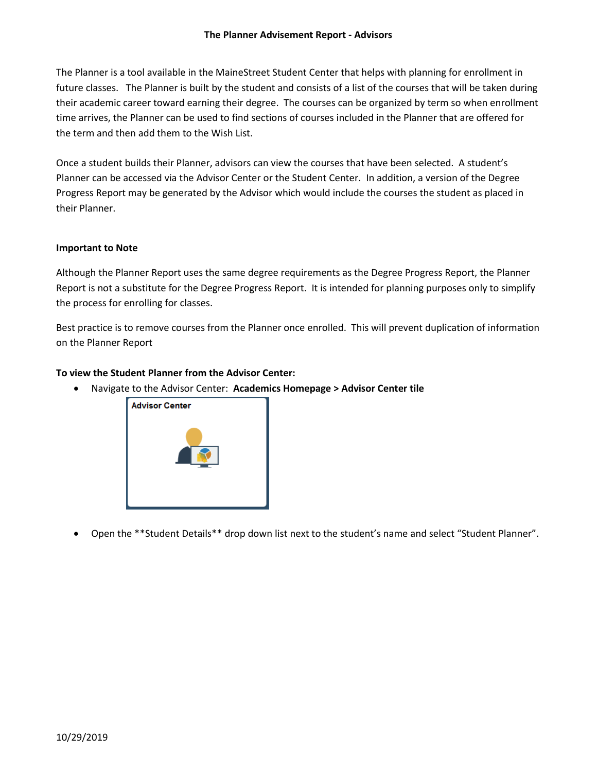# The Planner Advisement Report - Advisors

The Planner is a tool available in the MaineStreet Student Center that helps with planning for enrollment in future classes. The Planner is built by the student and consists of a list of the courses that will be taken during their academic career toward earning their degree. The courses can be organized by term so when enrollment time arrives, the Planner can be used to find sections of courses included in the Planner that are offered for the term and then add them to the Wish List.

Once a student builds their Planner, advisors can view the courses that have been selected. A student's Planner can be accessed via the Advisor Center or the Student Center. In addition, a version of the Degree Progress Report may be generated by the Advisor which would include the courses the student as placed in their Planner.

**Important to Note**

Although the Planner Report uses the same degree requirements as the Degree Progress Report, the Planner Report is not a substitute for the Degree Progress Report. It is intended for planning purposes only to simplify the process for enrolling for classes.

Best practice is to remove courses from the Planner once enrolled. This will prevent duplication of information on the Planner Report

**To view the Student Planner from the Advisor Center:**

- Navigate to the Advisor Center: **Academics Homepage > Advisor Center tile**

- Open the **Student Details** drop down list next to the student's name and select "Student Planner".

10/29/2019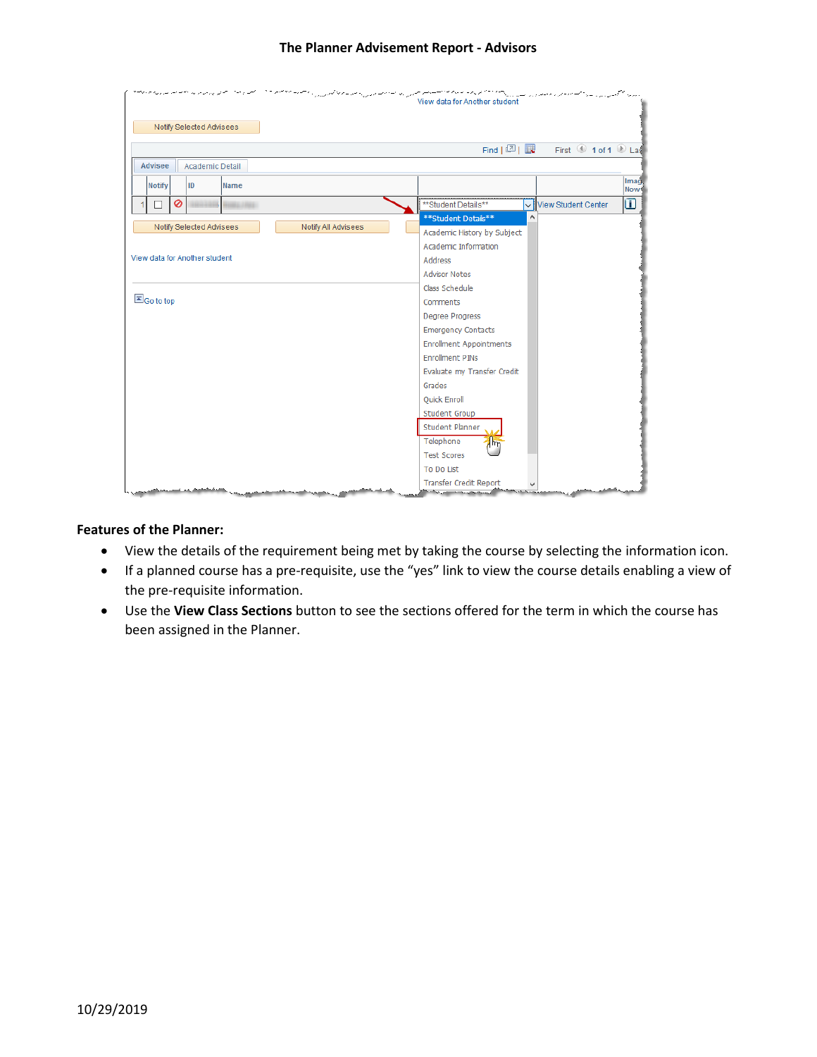**Features of the Planner:**

- View the details of the requirement being met by taking the course by selecting the information icon.
- If a planned course has a pre-requisite, use the "yes" link to view the course details enabling a view of the pre-requisite information.
- Use the **View Class Sections** button to see the sections offered for the term in which the course has been assigned in the Planner.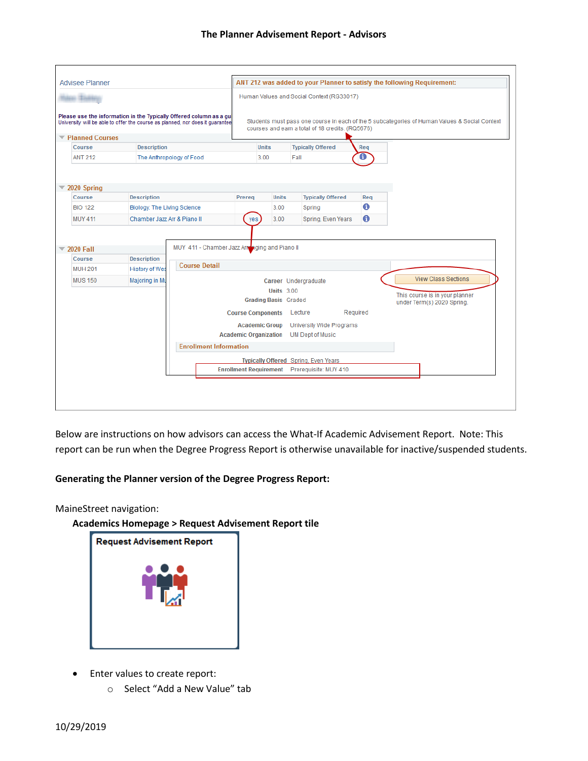# The Planner Advisement Report - Advisors

Below are instructions on how advisors can access the What-If Academic Advisement Report. Note: This report can be run when the Degree Progress Report is otherwise unavailable for inactive/suspended students.

**Generating the Planner version of the Degree Progress Report:**

MaineStreet navigation:

**Academics Homepage > Request Advisement Report tile**

- Enter values to create report:
  - Select "Add a New Value" tab

10/29/2019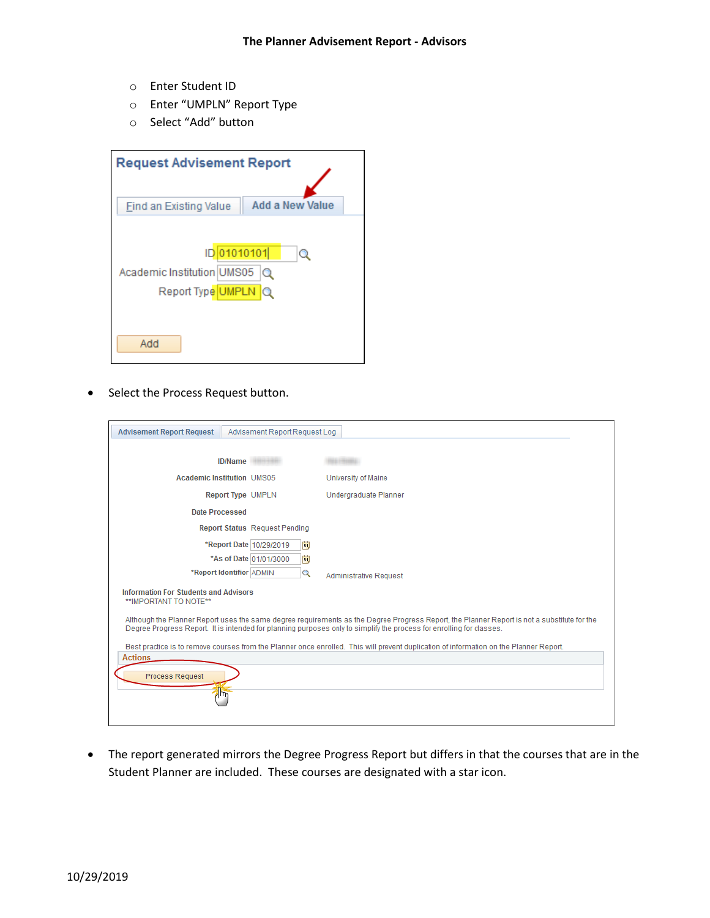- Enter Student ID
- Enter “UMPLN” Report Type
- Select “Add” button

Request Advisement Report

Find an Existing Value | Add a New Value

ID 01010101

Academic Institution UMS05

Report Type UMPLN

Add

- Select the Process Request button.

Advisement Report Request | Advisement Report Request Log

ID/Name

Academic Institution UMS05 University of Maine

Report Type UMPLN Undergraduate Planner

Date Processed

Report Status Request Pending

*Report Date 10/29/2019

*As of Date 01/01/3000

*Report Identifier ADMIN Administrative Request

Information For Students and Advisors

**IMPORTANT TO NOTE**

Although the Planner Report uses the same degree requirements as the Degree Progress Report, the Planner Report is not a substitute for the Degree Progress Report. It is intended for planning purposes only to simplify the process for enrolling for classes.

Best practice is to remove courses from the Planner once enrolled. This will prevent duplication of information on the Planner Report.

Actions

Process Request

- The report generated mirrors the Degree Progress Report but differs in that the courses that are in the Student Planner are included. These courses are designated with a star icon.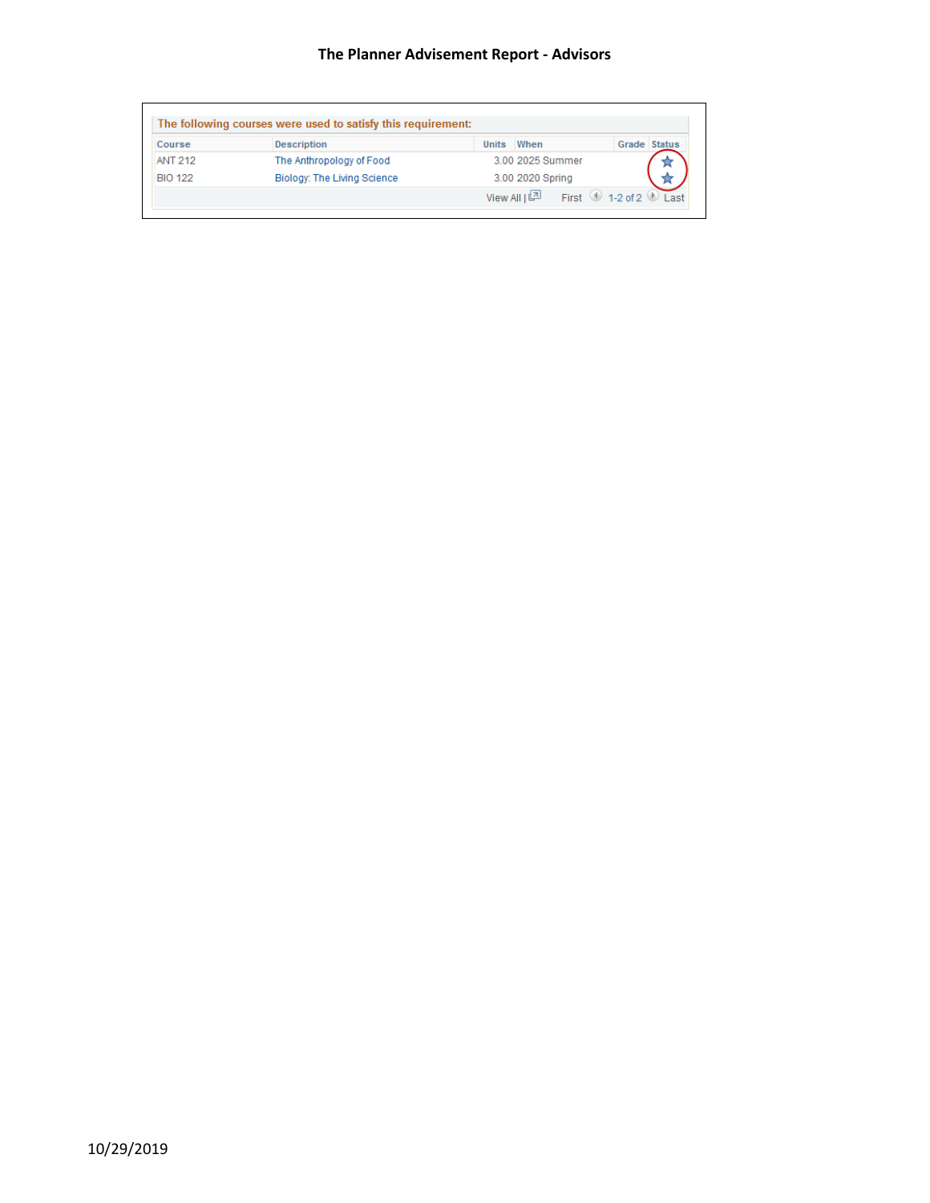**The following courses were used to satisfy this requirement:**

| Course | Description | Units | When | Grade | Status |
|---|---|---|---|---|---|
| ANT 212 | The Anthropology of Food | 3.00 | 2025 Summer | | ★ |
| BIO 122 | Biology: The Living Science | 3.00 | 2020 Spring | | ★ |

View All | First 1-2 of 2 Last